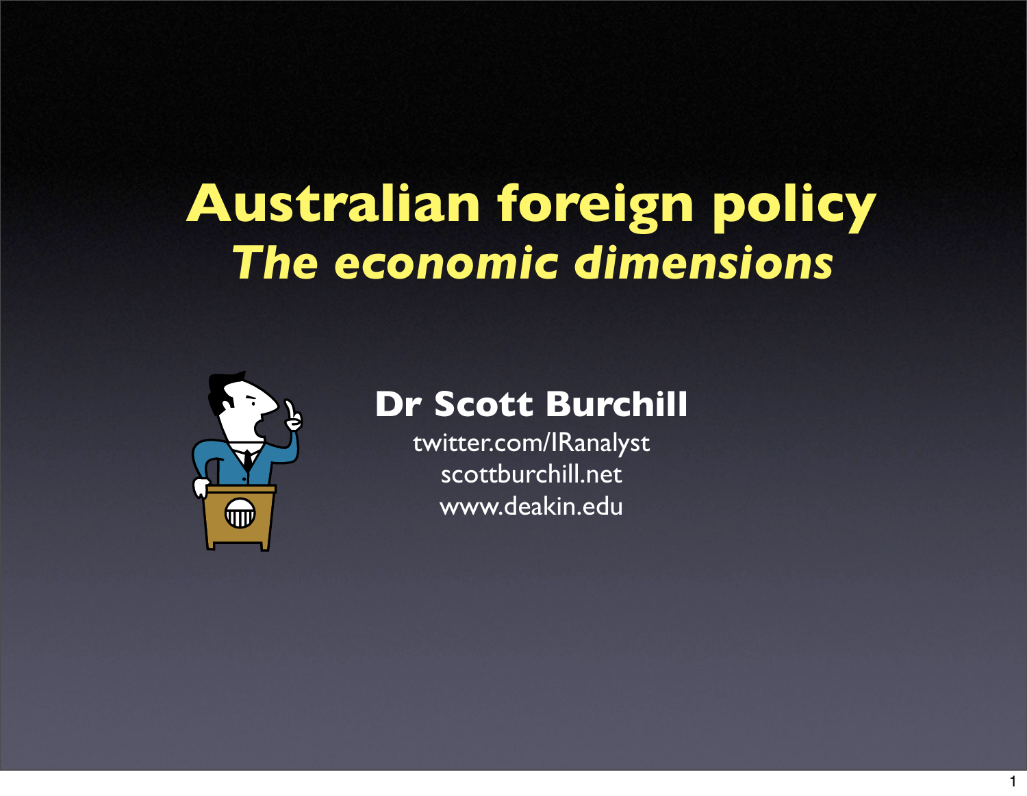# Australian foreign policy

## *The economic dimensions*

**Dr Scott Burchill**

twitter.com/IRanalyst

scottburchill.net

www.deakin.edu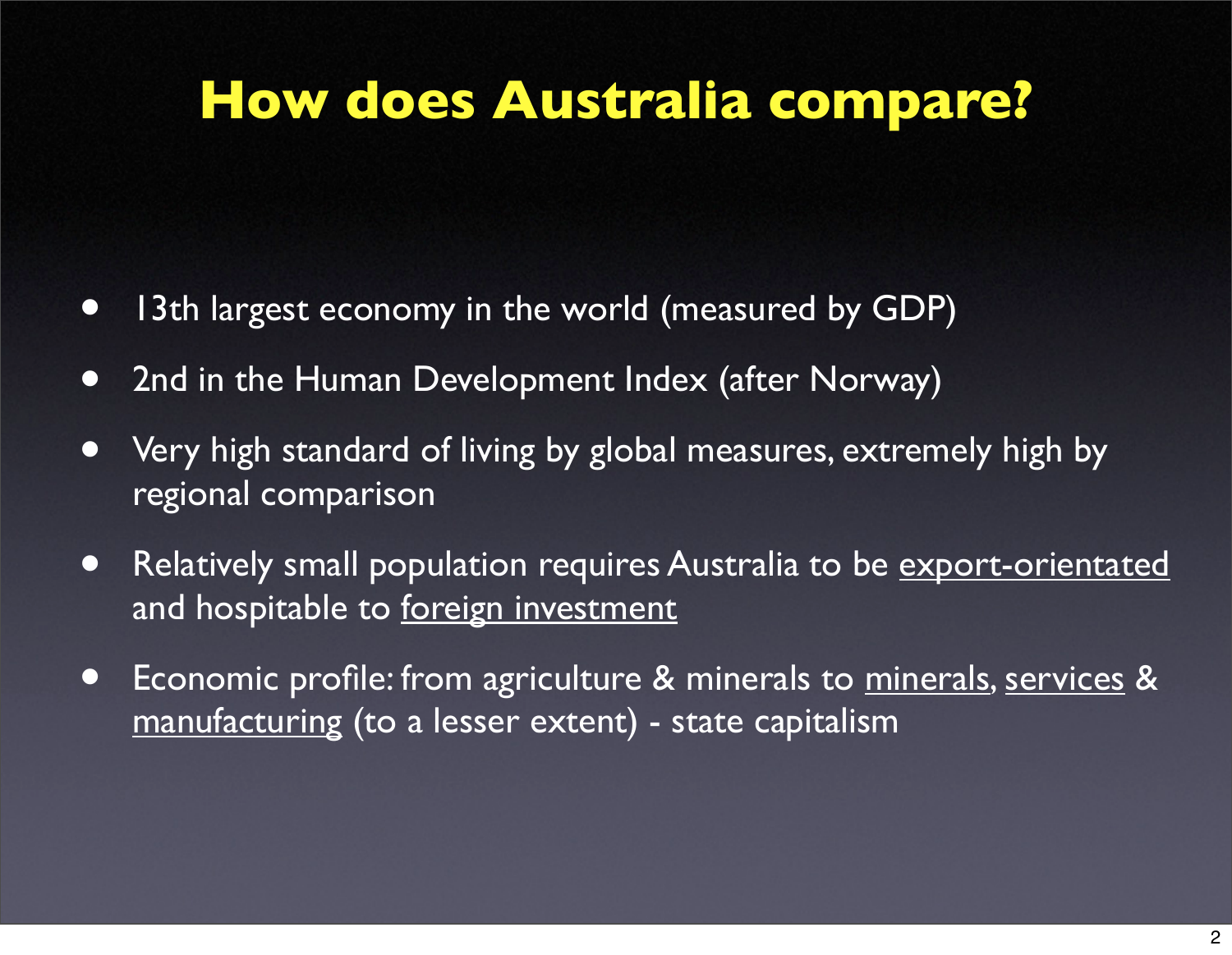# How does Australia compare?

- 13th largest economy in the world (measured by GDP)
- 2nd in the Human Development Index (after Norway)
- Very high standard of living by global measures, extremely high by regional comparison
- Relatively small population requires Australia to be export-orientated and hospitable to foreign investment
- Economic profile: from agriculture & minerals to minerals, services & manufacturing (to a lesser extent) - state capitalism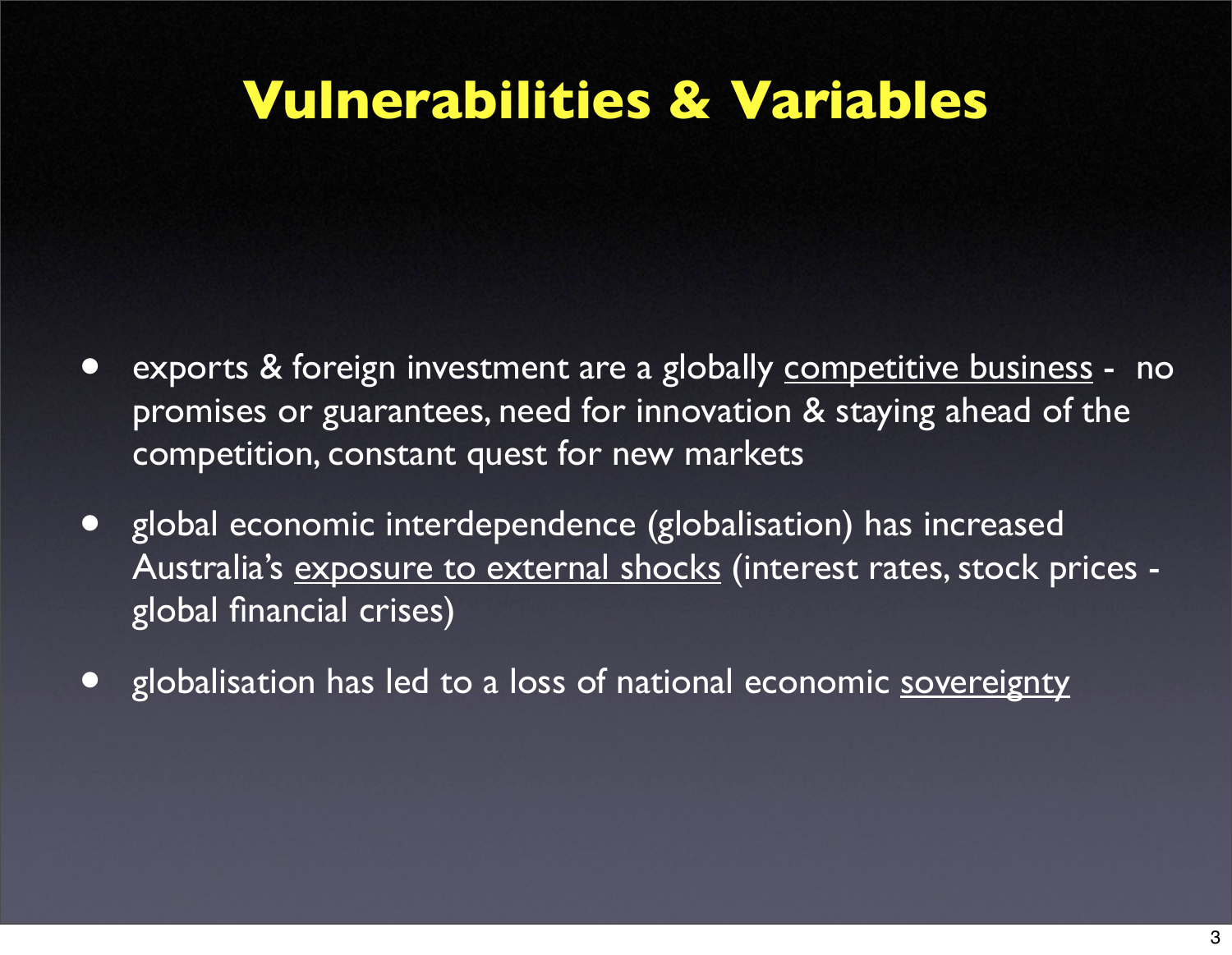# Vulnerabilities & Variables

- exports & foreign investment are a globally <u>competitive business</u> - no promises or guarantees, need for innovation & staying ahead of the competition, constant quest for new markets
- global economic interdependence (globalisation) has increased Australia's <u>exposure to external shocks</u> (interest rates, stock prices - global financial crises)
- globalisation has led to a loss of national economic <u>sovereignty</u>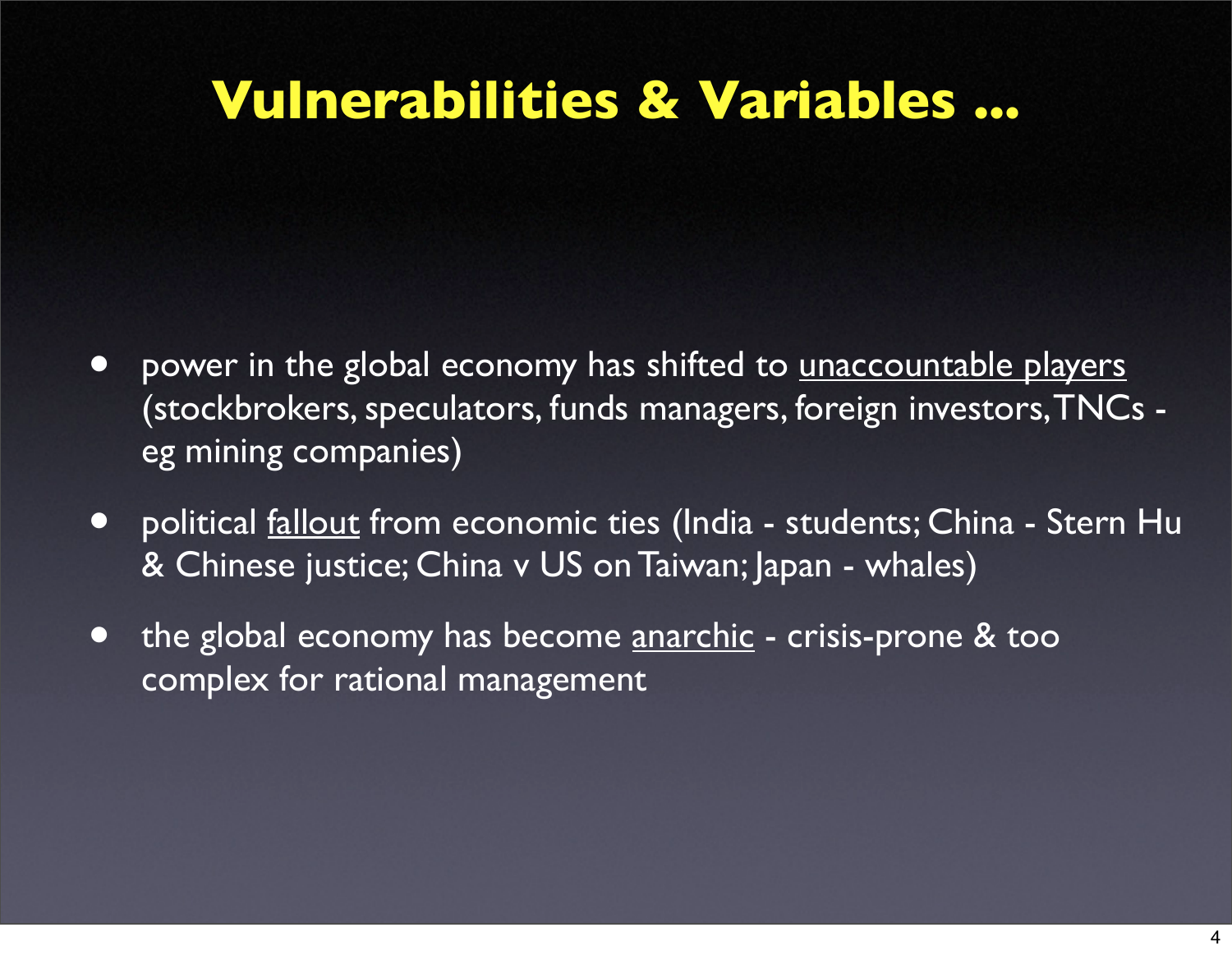# Vulnerabilities & Variables ...

- power in the global economy has shifted to <u>unaccountable players</u> (stockbrokers, speculators, funds managers, foreign investors, TNCs - eg mining companies)
- political <u>fallout</u> from economic ties (India - students; China - Stern Hu & Chinese justice; China v US on Taiwan; Japan - whales)
- the global economy has become <u>anarchic</u> - crisis-prone & too complex for rational management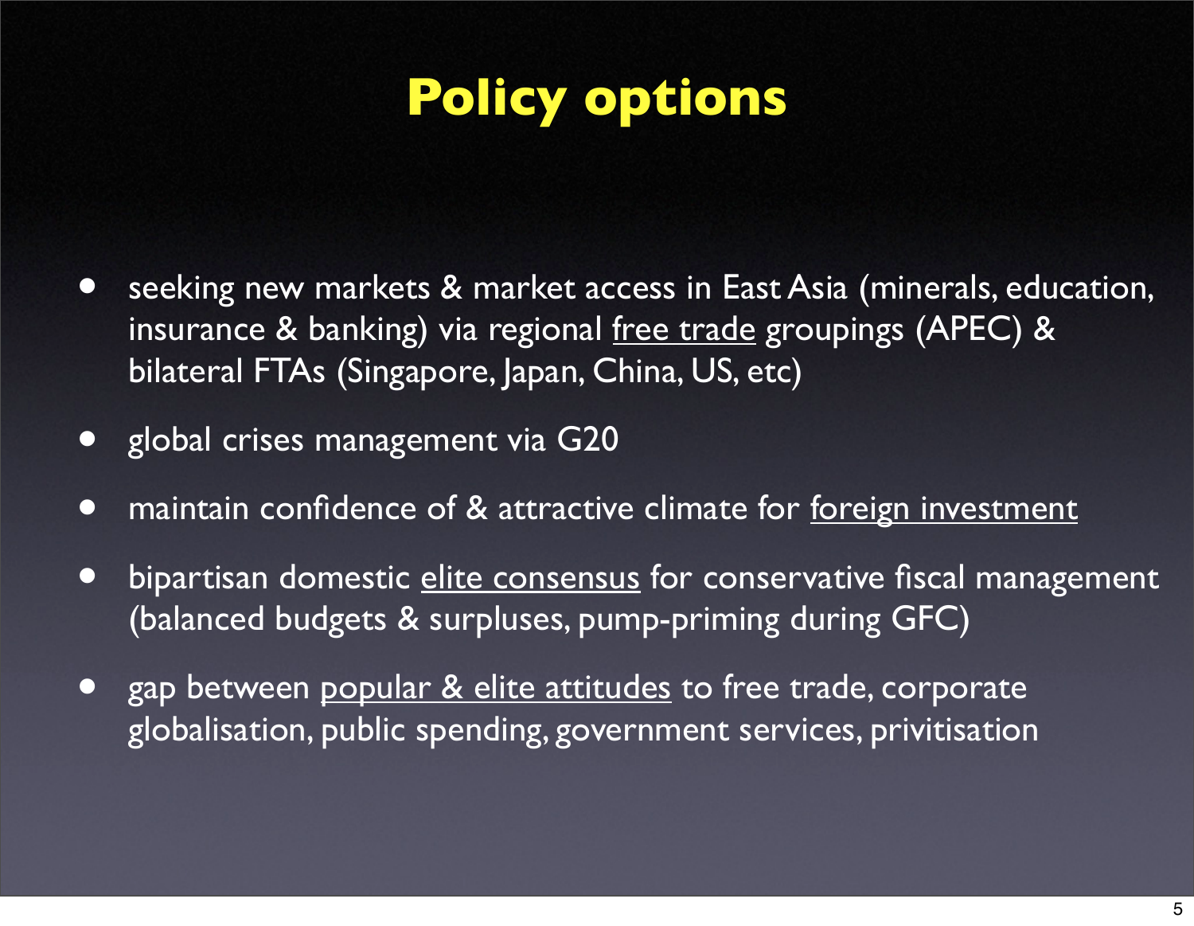# Policy options

- seeking new markets & market access in East Asia (minerals, education, insurance & banking) via regional <u>free trade</u> groupings (APEC) & bilateral FTAs (Singapore, Japan, China, US, etc)
- global crises management via G20
- maintain confidence of & attractive climate for <u>foreign investment</u>
- bipartisan domestic <u>elite consensus</u> for conservative fiscal management (balanced budgets & surpluses, pump-priming during GFC)
- gap between <u>popular & elite attitudes</u> to free trade, corporate globalisation, public spending, government services, privitisation